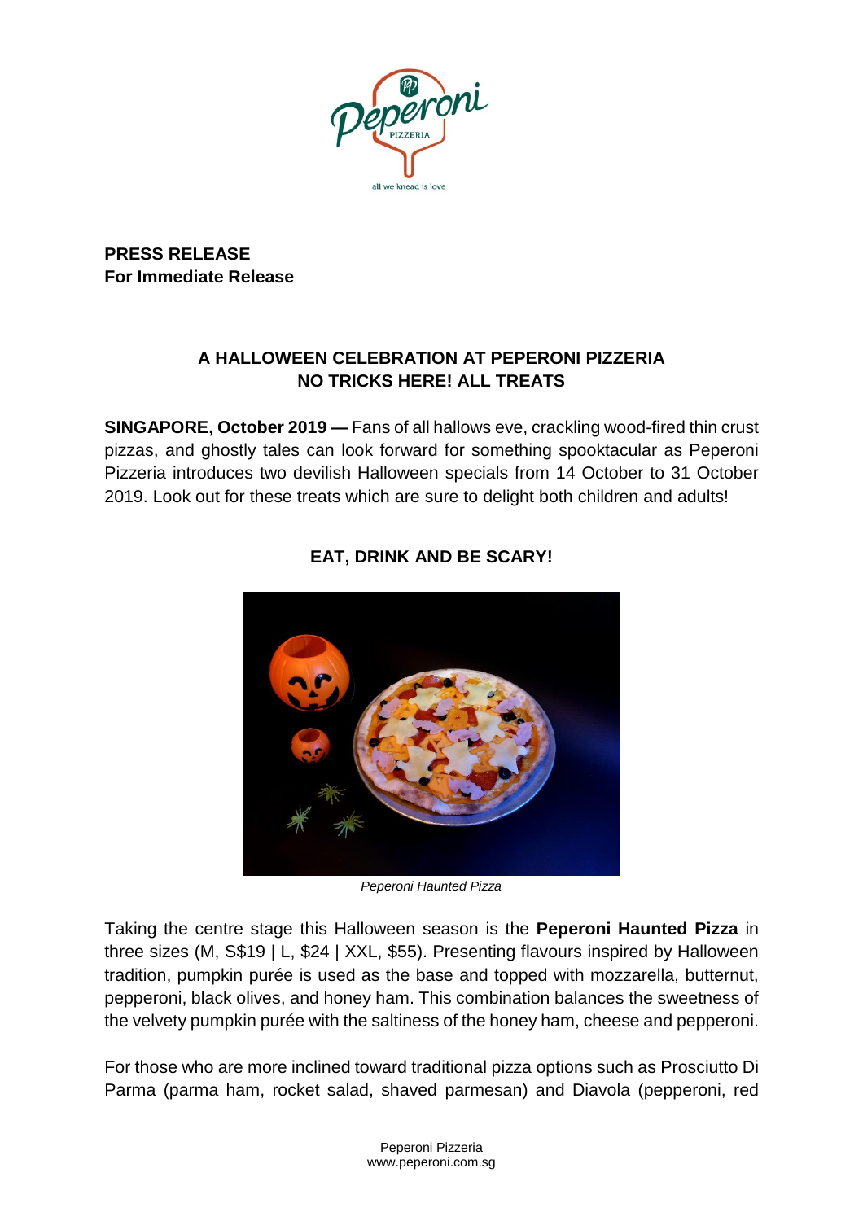**PRESS RELEASE**
**For Immediate Release**

## A HALLOWEEN CELEBRATION AT PEPERONI PIZZERIA
## NO TRICKS HERE! ALL TREATS

**SINGAPORE, October 2019 —** Fans of all hallows eve, crackling wood-fired thin crust pizzas, and ghostly tales can look forward for something spooktacular as Peperoni Pizzeria introduces two devilish Halloween specials from 14 October to 31 October 2019. Look out for these treats which are sure to delight both children and adults!

### EAT, DRINK AND BE SCARY!

*Peperoni Haunted Pizza*

Taking the centre stage this Halloween season is the **Peperoni Haunted Pizza** in three sizes (M, S$19 | L, $24 | XXL, $55). Presenting flavours inspired by Halloween tradition, pumpkin purée is used as the base and topped with mozzarella, butternut, pepperoni, black olives, and honey ham. This combination balances the sweetness of the velvety pumpkin purée with the saltiness of the honey ham, cheese and pepperoni.

For those who are more inclined toward traditional pizza options such as Prosciutto Di Parma (parma ham, rocket salad, shaved parmesan) and Diavola (pepperoni, red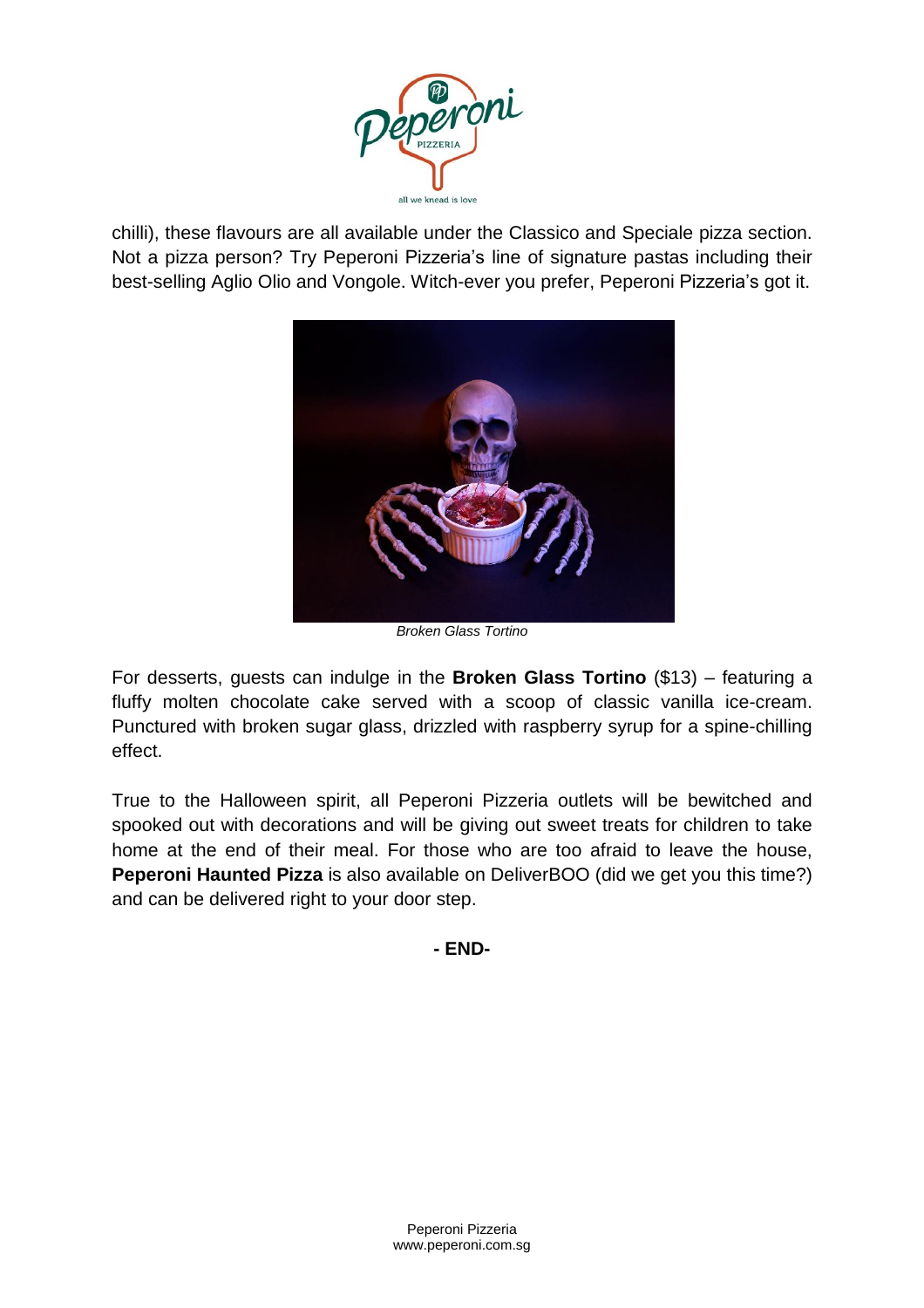chilli), these flavours are all available under the Classico and Speciale pizza section. Not a pizza person? Try Peperoni Pizzeria's line of signature pastas including their best-selling Aglio Olio and Vongole. Witch-ever you prefer, Peperoni Pizzeria's got it.

*Broken Glass Tortino*

For desserts, guests can indulge in the **Broken Glass Tortino** ($13) – featuring a fluffy molten chocolate cake served with a scoop of classic vanilla ice-cream. Punctured with broken sugar glass, drizzled with raspberry syrup for a spine-chilling effect.

True to the Halloween spirit, all Peperoni Pizzeria outlets will be bewitched and spooked out with decorations and will be giving out sweet treats for children to take home at the end of their meal. For those who are too afraid to leave the house, **Peperoni Haunted Pizza** is also available on DeliverBOO (did we get you this time?) and can be delivered right to your door step.

**- END-**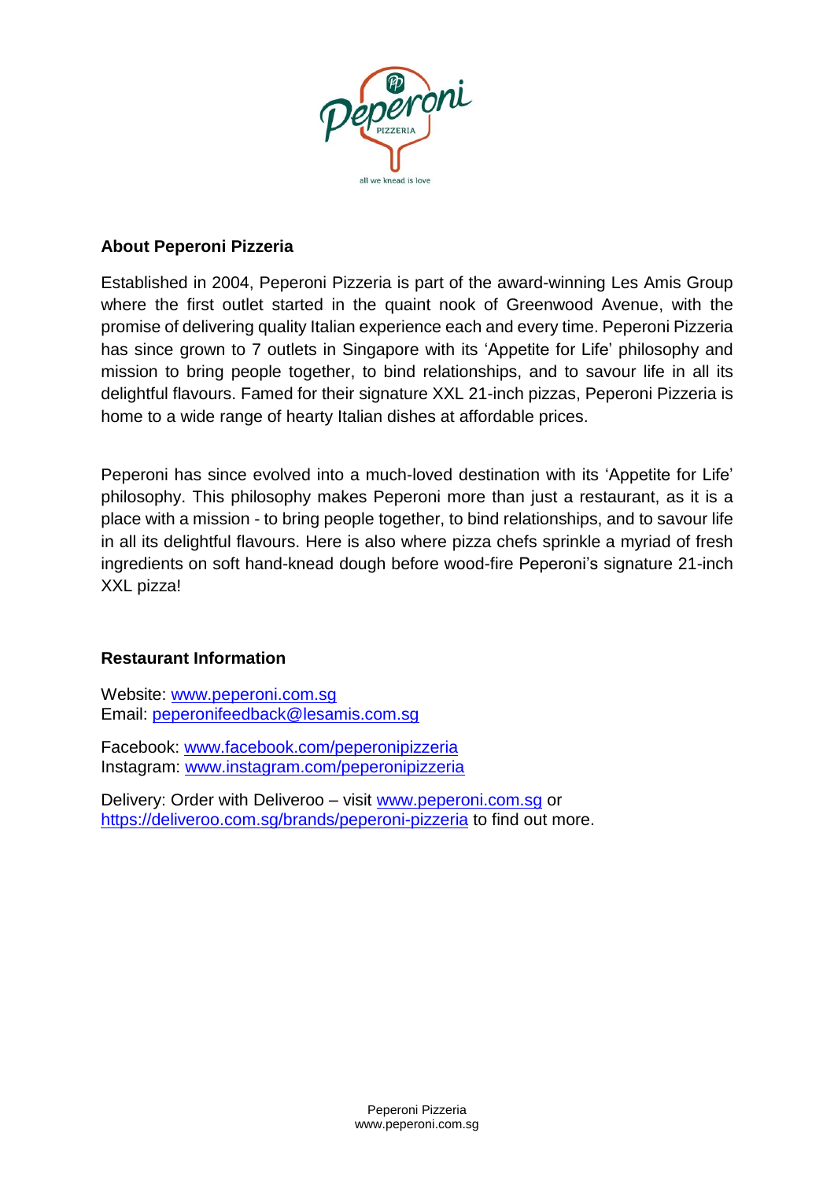## About Peperoni Pizzeria

Established in 2004, Peperoni Pizzeria is part of the award-winning Les Amis Group where the first outlet started in the quaint nook of Greenwood Avenue, with the promise of delivering quality Italian experience each and every time. Peperoni Pizzeria has since grown to 7 outlets in Singapore with its 'Appetite for Life' philosophy and mission to bring people together, to bind relationships, and to savour life in all its delightful flavours. Famed for their signature XXL 21-inch pizzas, Peperoni Pizzeria is home to a wide range of hearty Italian dishes at affordable prices.

Peperoni has since evolved into a much-loved destination with its 'Appetite for Life' philosophy. This philosophy makes Peperoni more than just a restaurant, as it is a place with a mission - to bring people together, to bind relationships, and to savour life in all its delightful flavours. Here is also where pizza chefs sprinkle a myriad of fresh ingredients on soft hand-knead dough before wood-fire Peperoni's signature 21-inch XXL pizza!

## Restaurant Information

Website: www.peperoni.com.sg
Email: peperonifeedback@lesamis.com.sg

Facebook: www.facebook.com/peperonipizzeria
Instagram: www.instagram.com/peperonipizzeria

Delivery: Order with Deliveroo – visit www.peperoni.com.sg or https://deliveroo.com.sg/brands/peperoni-pizzeria to find out more.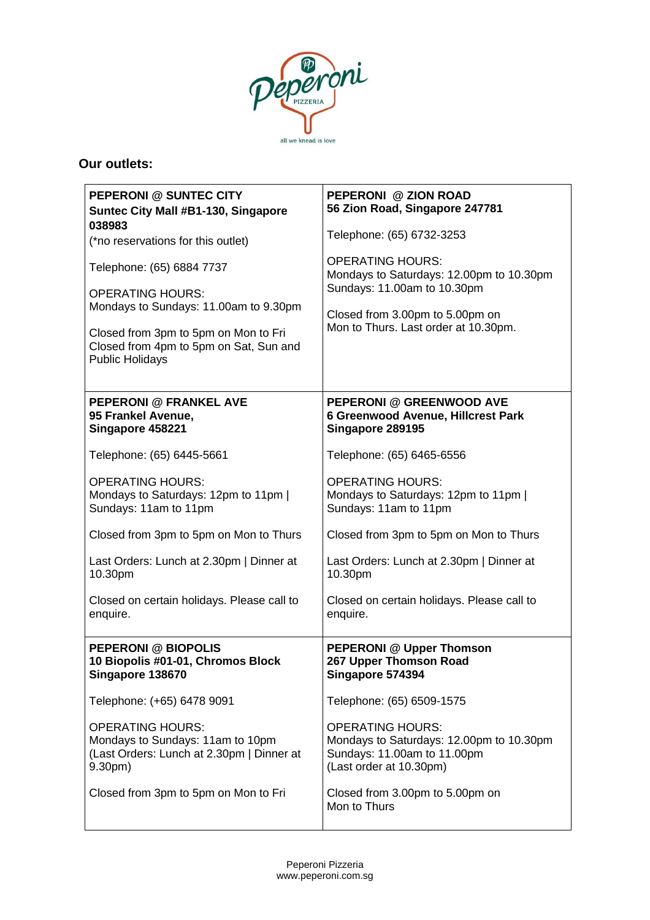## Our outlets:

| **PEPERONI @ SUNTEC CITY**<br>**Suntec City Mall #B1-130, Singapore 038983**<br>(*no reservations for this outlet)<br><br>Telephone: (65) 6884 7737<br><br>OPERATING HOURS:<br>Mondays to Sundays: 11.00am to 9.30pm<br><br>Closed from 3pm to 5pm on Mon to Fri<br>Closed from 4pm to 5pm on Sat, Sun and Public Holidays | **PEPERONI @ ZION ROAD**<br>**56 Zion Road, Singapore 247781**<br><br>Telephone: (65) 6732-3253<br><br>OPERATING HOURS:<br>Mondays to Saturdays: 12.00pm to 10.30pm<br>Sundays: 11.00am to 10.30pm<br><br>Closed from 3.00pm to 5.00pm on Mon to Thurs. Last order at 10.30pm. |
|---|---|
| **PEPERONI @ FRANKEL AVE**<br>**95 Frankel Avenue,**<br>**Singapore 458221**<br><br>Telephone: (65) 6445-5661<br><br>OPERATING HOURS:<br>Mondays to Saturdays: 12pm to 11pm \|<br>Sundays: 11am to 11pm<br><br>Closed from 3pm to 5pm on Mon to Thurs<br><br>Last Orders: Lunch at 2.30pm \| Dinner at 10.30pm<br><br>Closed on certain holidays. Please call to enquire. | **PEPERONI @ GREENWOOD AVE**<br>**6 Greenwood Avenue, Hillcrest Park**<br>**Singapore 289195**<br><br>Telephone: (65) 6465-6556<br><br>OPERATING HOURS:<br>Mondays to Saturdays: 12pm to 11pm \|<br>Sundays: 11am to 11pm<br><br>Closed from 3pm to 5pm on Mon to Thurs<br><br>Last Orders: Lunch at 2.30pm \| Dinner at 10.30pm<br><br>Closed on certain holidays. Please call to enquire. |
| **PEPERONI @ BIOPOLIS**<br>**10 Biopolis #01-01, Chromos Block**<br>**Singapore 138670**<br><br>Telephone: (+65) 6478 9091<br><br>OPERATING HOURS:<br>Mondays to Sundays: 11am to 10pm<br>(Last Orders: Lunch at 2.30pm \| Dinner at 9.30pm)<br><br>Closed from 3pm to 5pm on Mon to Fri | **PEPERONI @ Upper Thomson**<br>**267 Upper Thomson Road**<br>**Singapore 574394**<br><br>Telephone: (65) 6509-1575<br><br>OPERATING HOURS:<br>Mondays to Saturdays: 12.00pm to 10.30pm<br>Sundays: 11.00am to 11.00pm<br>(Last order at 10.30pm)<br><br>Closed from 3.00pm to 5.00pm on Mon to Thurs |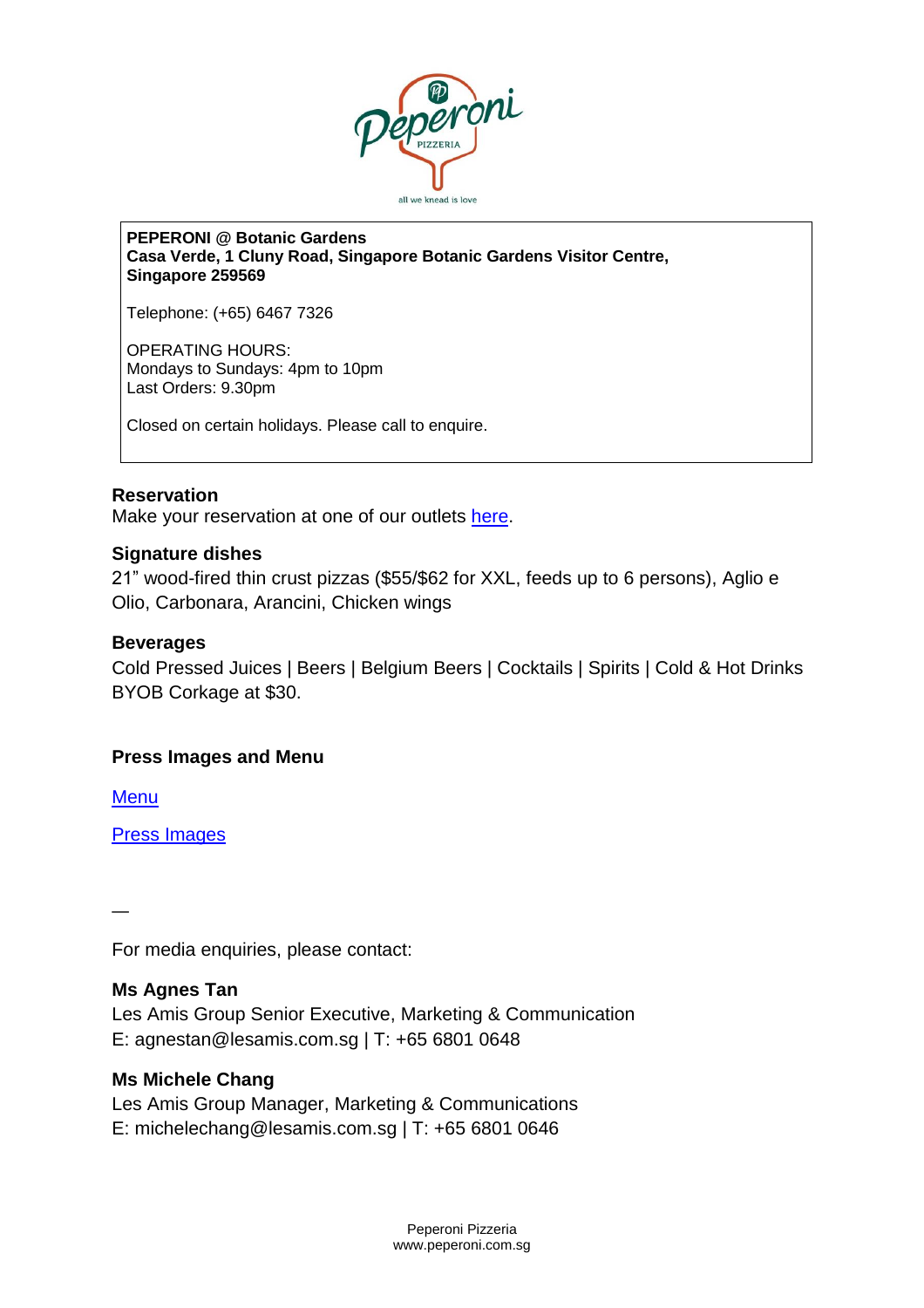**PEPERONI @ Botanic Gardens**
**Casa Verde, 1 Cluny Road, Singapore Botanic Gardens Visitor Centre, Singapore 259569**

Telephone: (+65) 6467 7326

OPERATING HOURS:
Mondays to Sundays: 4pm to 10pm
Last Orders: 9.30pm

Closed on certain holidays. Please call to enquire.

### Reservation

Make your reservation at one of our outlets here.

### Signature dishes

21” wood-fired thin crust pizzas ($55/$62 for XXL, feeds up to 6 persons), Aglio e Olio, Carbonara, Arancini, Chicken wings

### Beverages

Cold Pressed Juices | Beers | Belgium Beers | Cocktails | Spirits | Cold & Hot Drinks
BYOB Corkage at $30.

### Press Images and Menu

Menu

Press Images

—

For media enquiries, please contact:

**Ms Agnes Tan**
Les Amis Group Senior Executive, Marketing & Communication
E: agnestan@lesamis.com.sg | T: +65 6801 0648

**Ms Michele Chang**
Les Amis Group Manager, Marketing & Communications
E: michelechang@lesamis.com.sg | T: +65 6801 0646